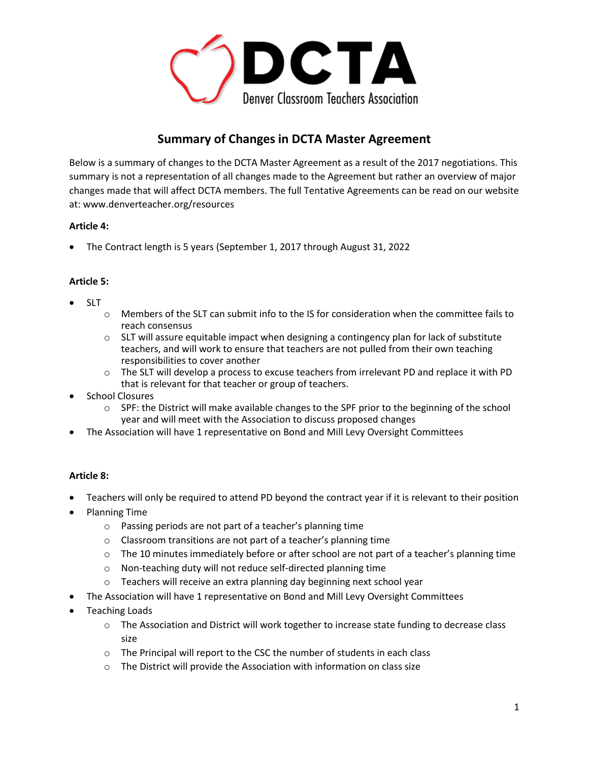DCTA

Denver Classroom Teachers Association

# Summary of Changes in DCTA Master Agreement

Below is a summary of changes to the DCTA Master Agreement as a result of the 2017 negotiations. This summary is not a representation of all changes made to the Agreement but rather an overview of major changes made that will affect DCTA members. The full Tentative Agreements can be read on our website at: www.denverteacher.org/resources

**Article 4:**

- The Contract length is 5 years (September 1, 2017 through August 31, 2022

**Article 5:**

- SLT
  - Members of the SLT can submit info to the IS for consideration when the committee fails to reach consensus
  - SLT will assure equitable impact when designing a contingency plan for lack of substitute teachers, and will work to ensure that teachers are not pulled from their own teaching responsibilities to cover another
  - The SLT will develop a process to excuse teachers from irrelevant PD and replace it with PD that is relevant for that teacher or group of teachers.
- School Closures
  - SPF: the District will make available changes to the SPF prior to the beginning of the school year and will meet with the Association to discuss proposed changes
- The Association will have 1 representative on Bond and Mill Levy Oversight Committees

**Article 8:**

- Teachers will only be required to attend PD beyond the contract year if it is relevant to their position
- Planning Time
  - Passing periods are not part of a teacher's planning time
  - Classroom transitions are not part of a teacher's planning time
  - The 10 minutes immediately before or after school are not part of a teacher's planning time
  - Non-teaching duty will not reduce self-directed planning time
  - Teachers will receive an extra planning day beginning next school year
- The Association will have 1 representative on Bond and Mill Levy Oversight Committees
- Teaching Loads
  - The Association and District will work together to increase state funding to decrease class size
  - The Principal will report to the CSC the number of students in each class
  - The District will provide the Association with information on class size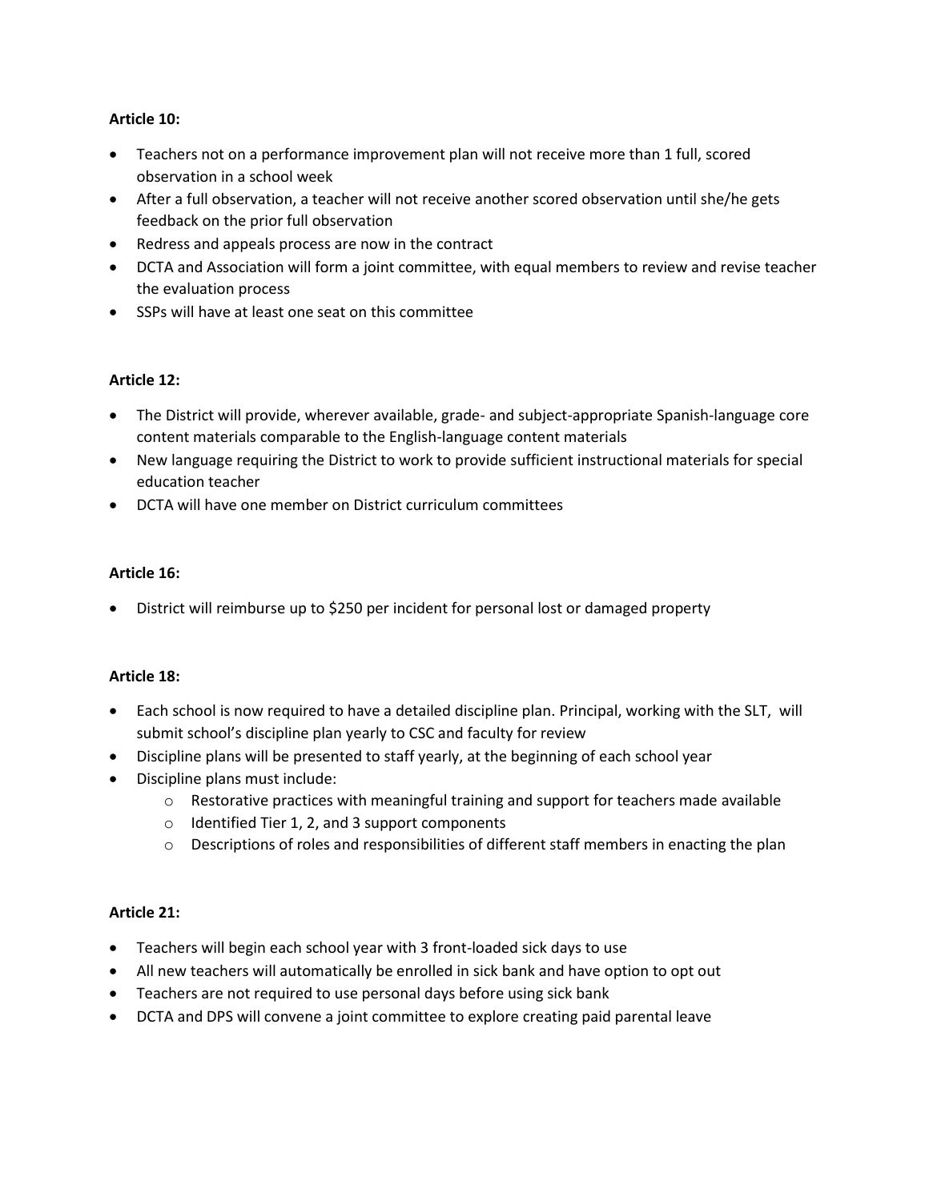**Article 10:**

- Teachers not on a performance improvement plan will not receive more than 1 full, scored observation in a school week
- After a full observation, a teacher will not receive another scored observation until she/he gets feedback on the prior full observation
- Redress and appeals process are now in the contract
- DCTA and Association will form a joint committee, with equal members to review and revise teacher the evaluation process
- SSPs will have at least one seat on this committee

**Article 12:**

- The District will provide, wherever available, grade- and subject-appropriate Spanish-language core content materials comparable to the English-language content materials
- New language requiring the District to work to provide sufficient instructional materials for special education teacher
- DCTA will have one member on District curriculum committees

**Article 16:**

- District will reimburse up to $250 per incident for personal lost or damaged property

**Article 18:**

- Each school is now required to have a detailed discipline plan. Principal, working with the SLT, will submit school's discipline plan yearly to CSC and faculty for review
- Discipline plans will be presented to staff yearly, at the beginning of each school year
- Discipline plans must include:
  - Restorative practices with meaningful training and support for teachers made available
  - Identified Tier 1, 2, and 3 support components
  - Descriptions of roles and responsibilities of different staff members in enacting the plan

**Article 21:**

- Teachers will begin each school year with 3 front-loaded sick days to use
- All new teachers will automatically be enrolled in sick bank and have option to opt out
- Teachers are not required to use personal days before using sick bank
- DCTA and DPS will convene a joint committee to explore creating paid parental leave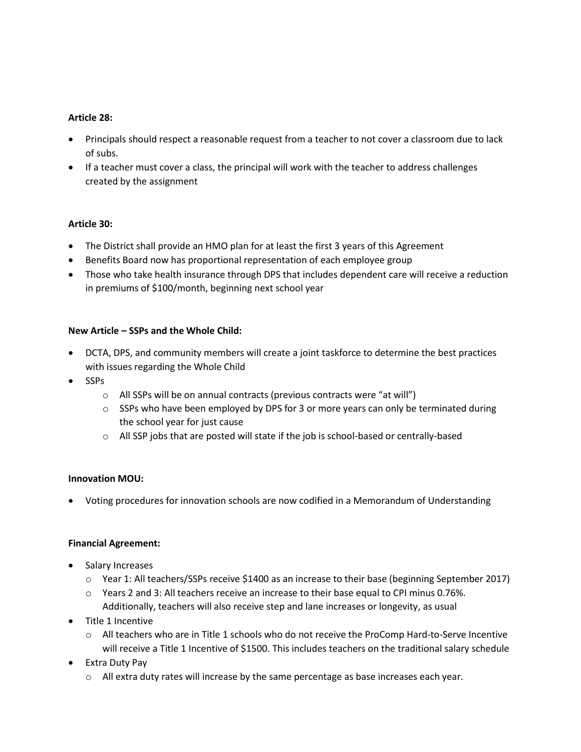**Article 28:**

- Principals should respect a reasonable request from a teacher to not cover a classroom due to lack of subs.
- If a teacher must cover a class, the principal will work with the teacher to address challenges created by the assignment

**Article 30:**

- The District shall provide an HMO plan for at least the first 3 years of this Agreement
- Benefits Board now has proportional representation of each employee group
- Those who take health insurance through DPS that includes dependent care will receive a reduction in premiums of $100/month, beginning next school year

**New Article – SSPs and the Whole Child:**

- DCTA, DPS, and community members will create a joint taskforce to determine the best practices with issues regarding the Whole Child
- SSPs
  - All SSPs will be on annual contracts (previous contracts were "at will")
  - SSPs who have been employed by DPS for 3 or more years can only be terminated during the school year for just cause
  - All SSP jobs that are posted will state if the job is school-based or centrally-based

**Innovation MOU:**

- Voting procedures for innovation schools are now codified in a Memorandum of Understanding

**Financial Agreement:**

- Salary Increases
  - Year 1: All teachers/SSPs receive $1400 as an increase to their base (beginning September 2017)
  - Years 2 and 3: All teachers receive an increase to their base equal to CPI minus 0.76%. Additionally, teachers will also receive step and lane increases or longevity, as usual
- Title 1 Incentive
  - All teachers who are in Title 1 schools who do not receive the ProComp Hard-to-Serve Incentive will receive a Title 1 Incentive of $1500. This includes teachers on the traditional salary schedule
- Extra Duty Pay
  - All extra duty rates will increase by the same percentage as base increases each year.